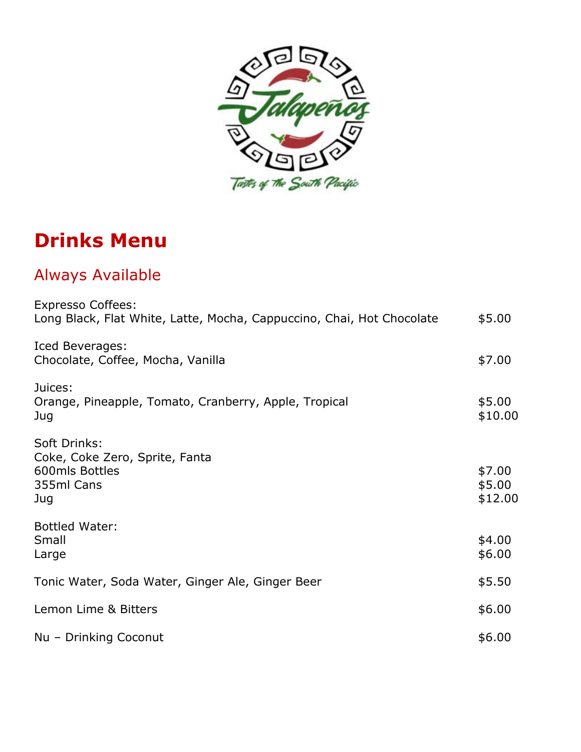Jalapeños

Tastes of The South Pacific

# Drinks Menu

## Always Available

| Item | Price |
|---|---|
| Expresso Coffees: | |
| Long Black, Flat White, Latte, Mocha, Cappuccino, Chai, Hot Chocolate | $5.00 |
| Iced Beverages: | |
| Chocolate, Coffee, Mocha, Vanilla | $7.00 |
| Juices: | |
| Orange, Pineapple, Tomato, Cranberry, Apple, Tropical | $5.00 |
| Jug | $10.00 |
| Soft Drinks: | |
| Coke, Coke Zero, Sprite, Fanta | |
| 600mls Bottles | $7.00 |
| 355ml Cans | $5.00 |
| Jug | $12.00 |
| Bottled Water: | |
| Small | $4.00 |
| Large | $6.00 |
| Tonic Water, Soda Water, Ginger Ale, Ginger Beer | $5.50 |
| Lemon Lime & Bitters | $6.00 |
| Nu – Drinking Coconut | $6.00 |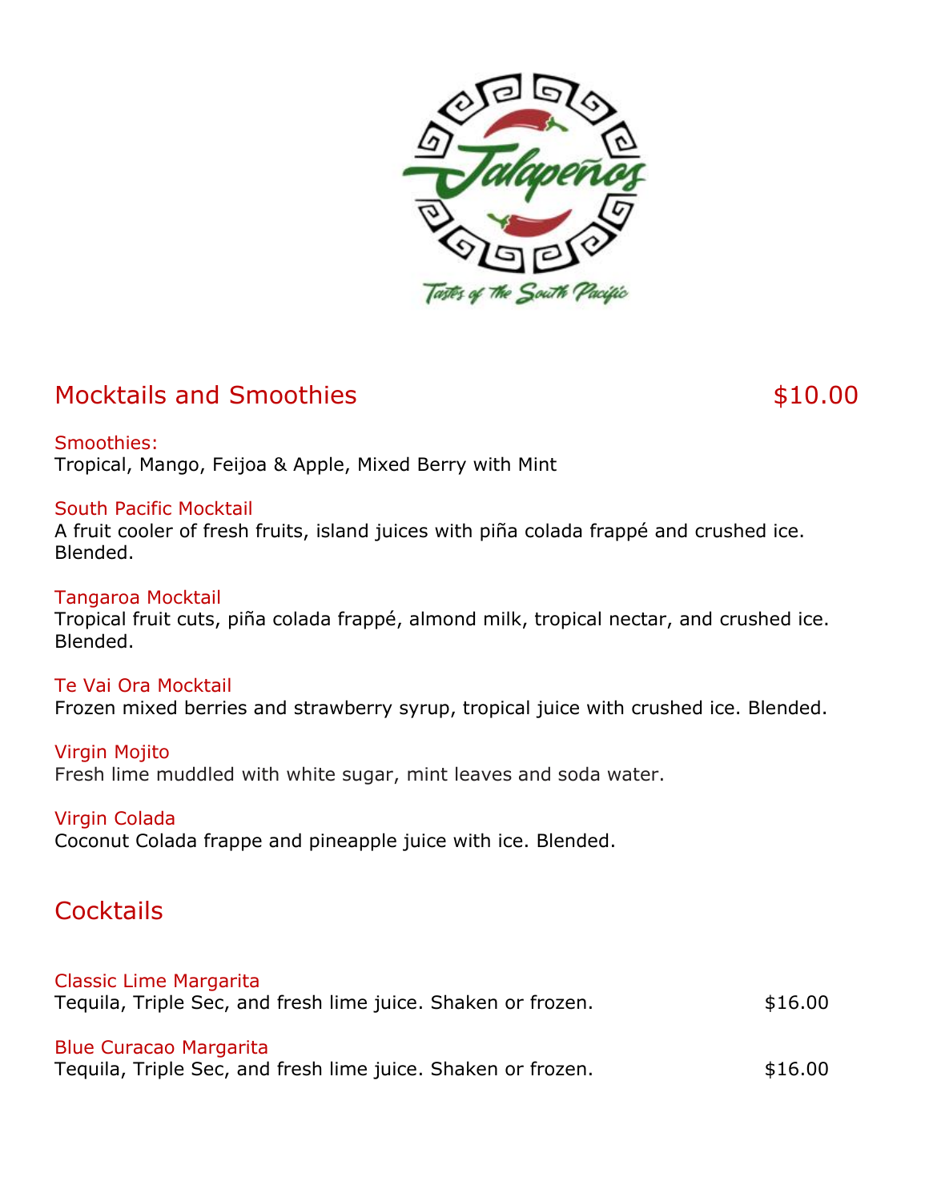Jalapeños

Tastes of the South Pacific

## Mocktails and Smoothies $10.00

### Smoothies:

Tropical, Mango, Feijoa & Apple, Mixed Berry with Mint

### South Pacific Mocktail

A fruit cooler of fresh fruits, island juices with piña colada frappé and crushed ice. Blended.

### Tangaroa Mocktail

Tropical fruit cuts, piña colada frappé, almond milk, tropical nectar, and crushed ice. Blended.

### Te Vai Ora Mocktail

Frozen mixed berries and strawberry syrup, tropical juice with crushed ice. Blended.

### Virgin Mojito

Fresh lime muddled with white sugar, mint leaves and soda water.

### Virgin Colada

Coconut Colada frappe and pineapple juice with ice. Blended.

## Cocktails

### Classic Lime Margarita

Tequila, Triple Sec, and fresh lime juice. Shaken or frozen. $16.00

### Blue Curacao Margarita

Tequila, Triple Sec, and fresh lime juice. Shaken or frozen. $16.00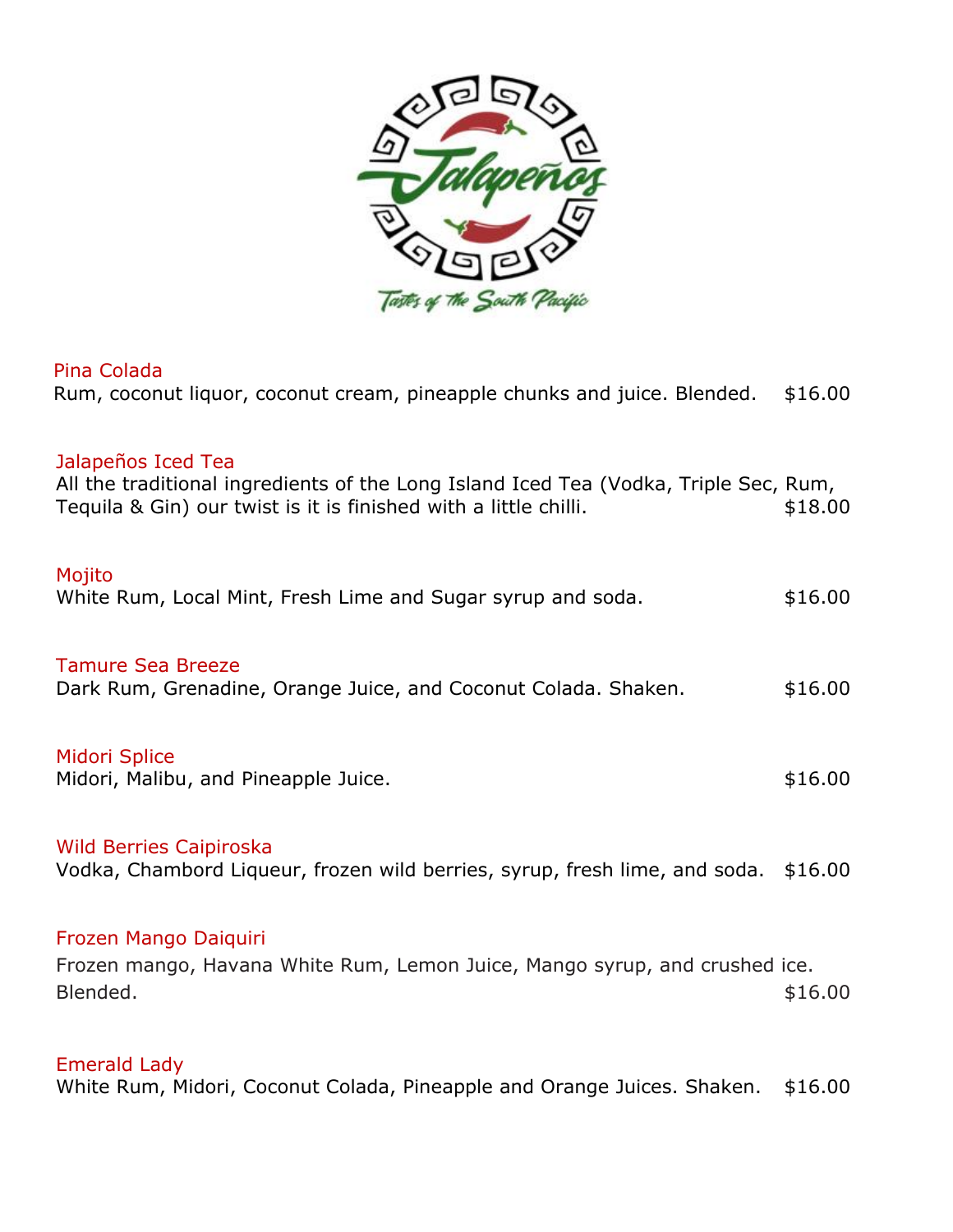Jalapeños

Tastes of the South Pacific

### Pina Colada
Rum, coconut liquor, coconut cream, pineapple chunks and juice. Blended. $16.00

### Jalapeños Iced Tea
All the traditional ingredients of the Long Island Iced Tea (Vodka, Triple Sec, Rum, Tequila & Gin) our twist is it is finished with a little chilli. $18.00

### Mojito
White Rum, Local Mint, Fresh Lime and Sugar syrup and soda. $16.00

### Tamure Sea Breeze
Dark Rum, Grenadine, Orange Juice, and Coconut Colada. Shaken. $16.00

### Midori Splice
Midori, Malibu, and Pineapple Juice. $16.00

### Wild Berries Caipiroska
Vodka, Chambord Liqueur, frozen wild berries, syrup, fresh lime, and soda. $16.00

### Frozen Mango Daiquiri
Frozen mango, Havana White Rum, Lemon Juice, Mango syrup, and crushed ice. Blended. $16.00

### Emerald Lady
White Rum, Midori, Coconut Colada, Pineapple and Orange Juices. Shaken. $16.00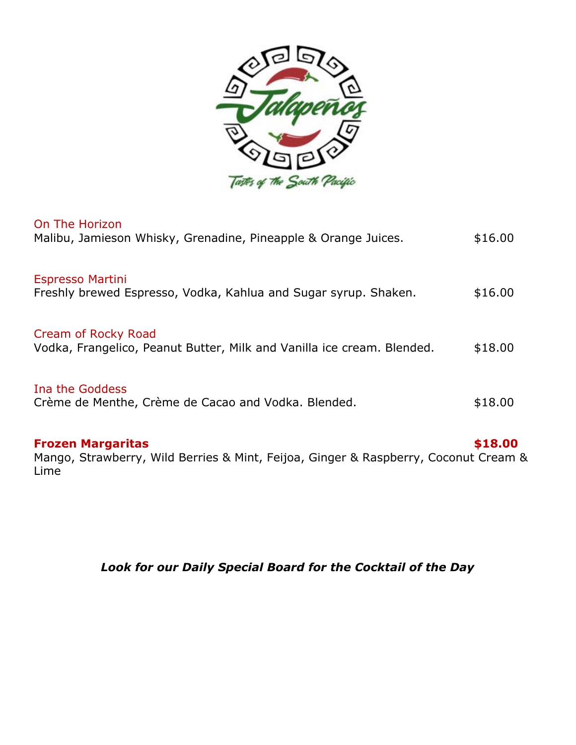Jalapeños

Tastes of the South Pacific

On The Horizon
Malibu, Jamieson Whisky, Grenadine, Pineapple & Orange Juices. $16.00

Espresso Martini
Freshly brewed Espresso, Vodka, Kahlua and Sugar syrup. Shaken. $16.00

Cream of Rocky Road
Vodka, Frangelico, Peanut Butter, Milk and Vanilla ice cream. Blended. $18.00

Ina the Goddess
Crème de Menthe, Crème de Cacao and Vodka. Blended. $18.00

**Frozen Margaritas** **$18.00**
Mango, Strawberry, Wild Berries & Mint, Feijoa, Ginger & Raspberry, Coconut Cream & Lime

***Look for our Daily Special Board for the Cocktail of the Day***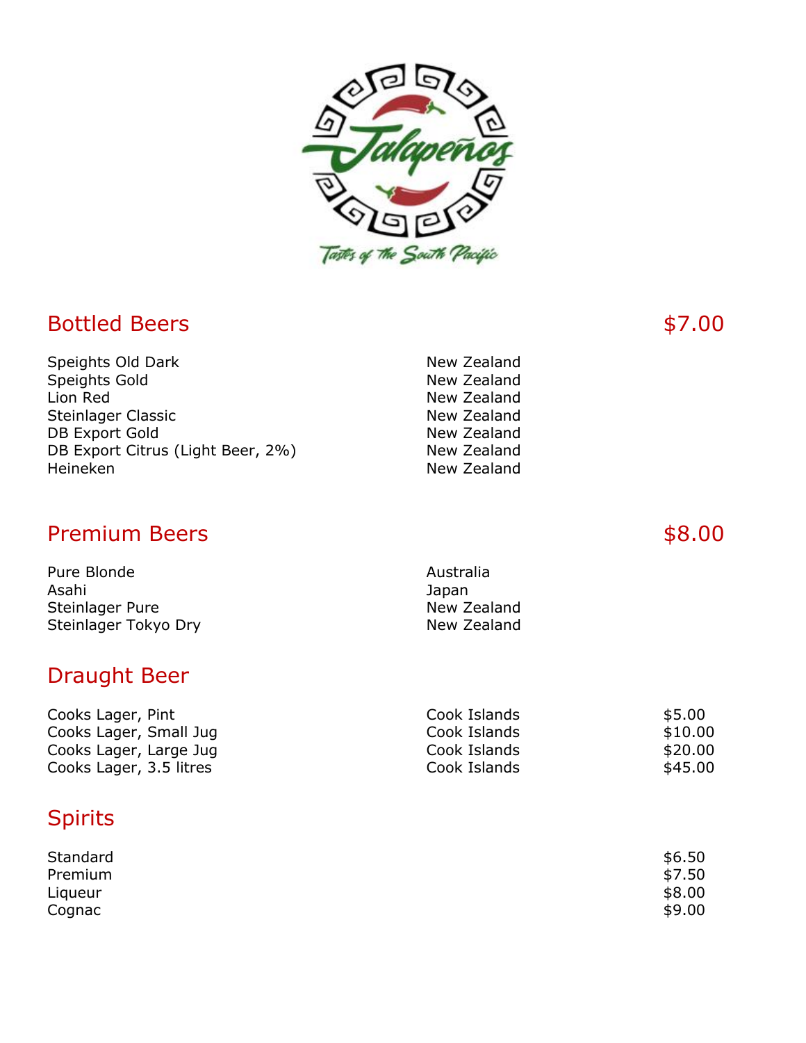Jalapeños

Tastes of The South Pacific

## Bottled Beers $7.00

| | |
|---|---|
| Speights Old Dark | New Zealand |
| Speights Gold | New Zealand |
| Lion Red | New Zealand |
| Steinlager Classic | New Zealand |
| DB Export Gold | New Zealand |
| DB Export Citrus (Light Beer, 2%) | New Zealand |
| Heineken | New Zealand |

## Premium Beers $8.00

| | |
|---|---|
| Pure Blonde | Australia |
| Asahi | Japan |
| Steinlager Pure | New Zealand |
| Steinlager Tokyo Dry | New Zealand |

## Draught Beer

| | | |
|---|---|---|
| Cooks Lager, Pint | Cook Islands | $5.00 |
| Cooks Lager, Small Jug | Cook Islands | $10.00 |
| Cooks Lager, Large Jug | Cook Islands | $20.00 |
| Cooks Lager, 3.5 litres | Cook Islands | $45.00 |

## Spirits

| | |
|---|---|
| Standard | $6.50 |
| Premium | $7.50 |
| Liqueur | $8.00 |
| Cognac | $9.00 |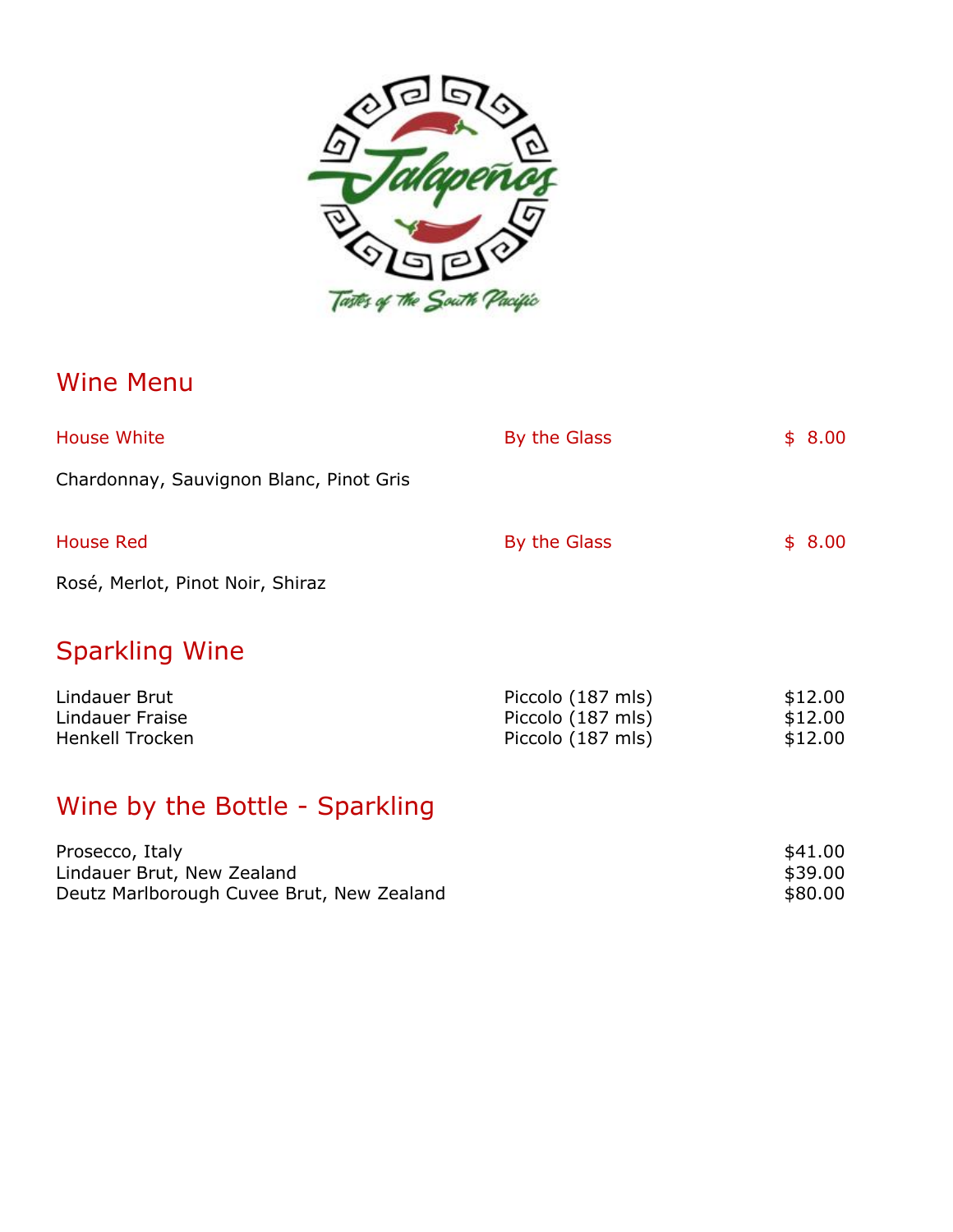## Wine Menu

| House White | By the Glass | $ 8.00 |
|---|---|---|
| Chardonnay, Sauvignon Blanc, Pinot Gris | | |

| House Red | By the Glass | $ 8.00 |
|---|---|---|
| Rosé, Merlot, Pinot Noir, Shiraz | | |

## Sparkling Wine

| | | |
|---|---|---|
| Lindauer Brut | Piccolo (187 mls) | $12.00 |
| Lindauer Fraise | Piccolo (187 mls) | $12.00 |
| Henkell Trocken | Piccolo (187 mls) | $12.00 |

## Wine by the Bottle - Sparkling

| | |
|---|---|
| Prosecco, Italy | $41.00 |
| Lindauer Brut, New Zealand | $39.00 |
| Deutz Marlborough Cuvee Brut, New Zealand | $80.00 |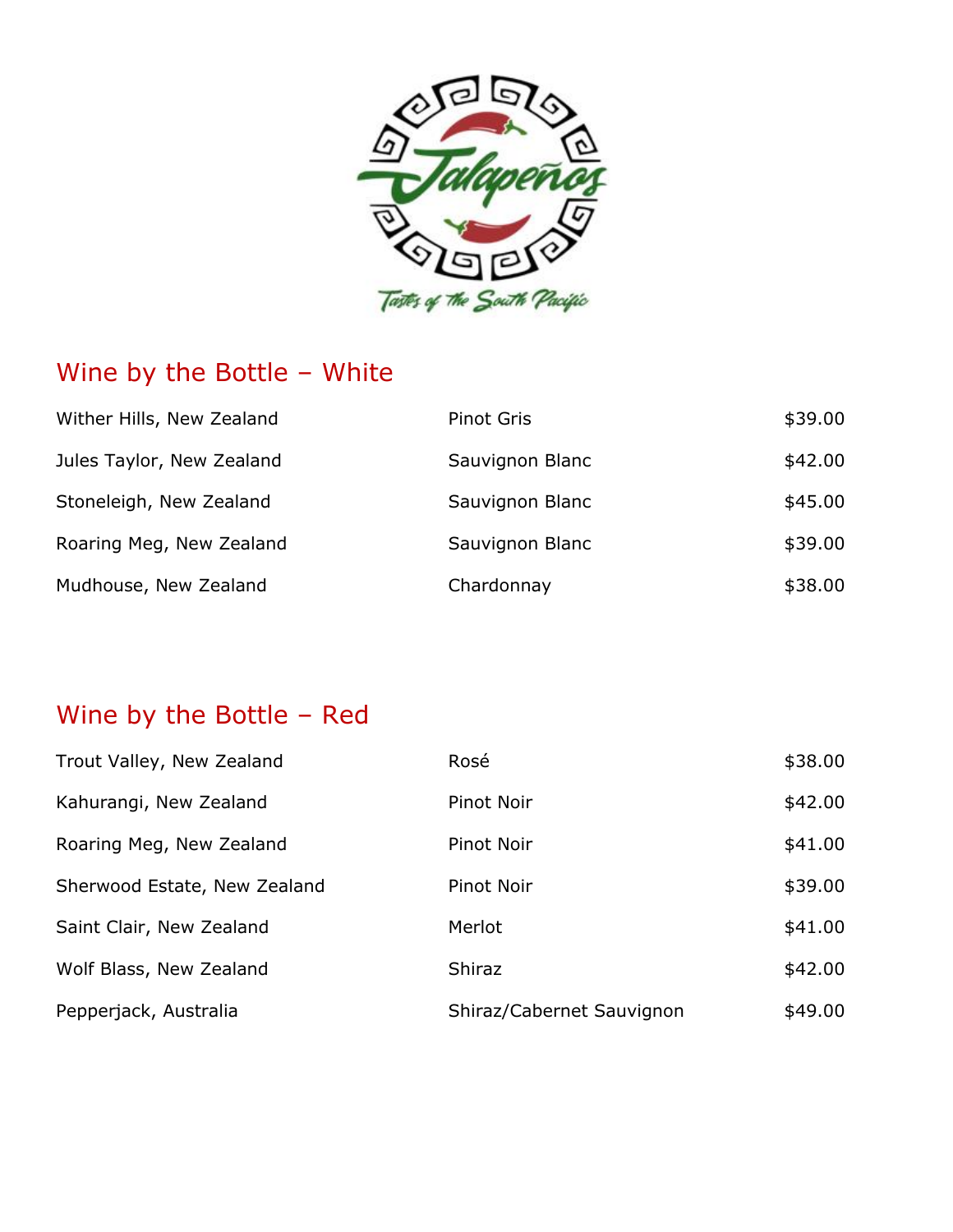Jalapeños

Tastes of the South Pacific

## Wine by the Bottle – White

| | | |
|---|---|---|
| Wither Hills, New Zealand | Pinot Gris | $39.00 |
| Jules Taylor, New Zealand | Sauvignon Blanc | $42.00 |
| Stoneleigh, New Zealand | Sauvignon Blanc | $45.00 |
| Roaring Meg, New Zealand | Sauvignon Blanc | $39.00 |
| Mudhouse, New Zealand | Chardonnay | $38.00 |

## Wine by the Bottle – Red

| | | |
|---|---|---|
| Trout Valley, New Zealand | Rosé | $38.00 |
| Kahurangi, New Zealand | Pinot Noir | $42.00 |
| Roaring Meg, New Zealand | Pinot Noir | $41.00 |
| Sherwood Estate, New Zealand | Pinot Noir | $39.00 |
| Saint Clair, New Zealand | Merlot | $41.00 |
| Wolf Blass, New Zealand | Shiraz | $42.00 |
| Pepperjack, Australia | Shiraz/Cabernet Sauvignon | $49.00 |